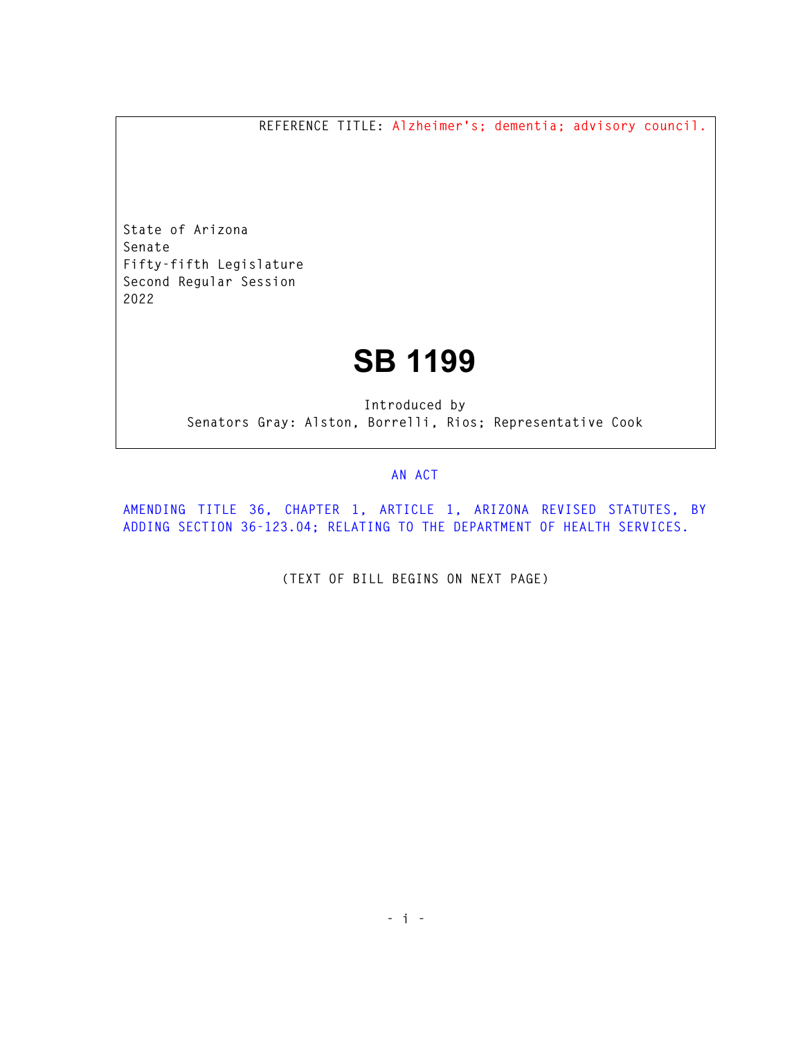REFERENCE TITLE: Alzheimer's; dementia; advisory council.

State of Arizona
Senate
Fifty-fifth Legislature
Second Regular Session
2022

# SB 1199

Introduced by
Senators Gray: Alston, Borrelli, Rios; Representative Cook

AN ACT

AMENDING TITLE 36, CHAPTER 1, ARTICLE 1, ARIZONA REVISED STATUTES, BY ADDING SECTION 36-123.04; RELATING TO THE DEPARTMENT OF HEALTH SERVICES.

(TEXT OF BILL BEGINS ON NEXT PAGE)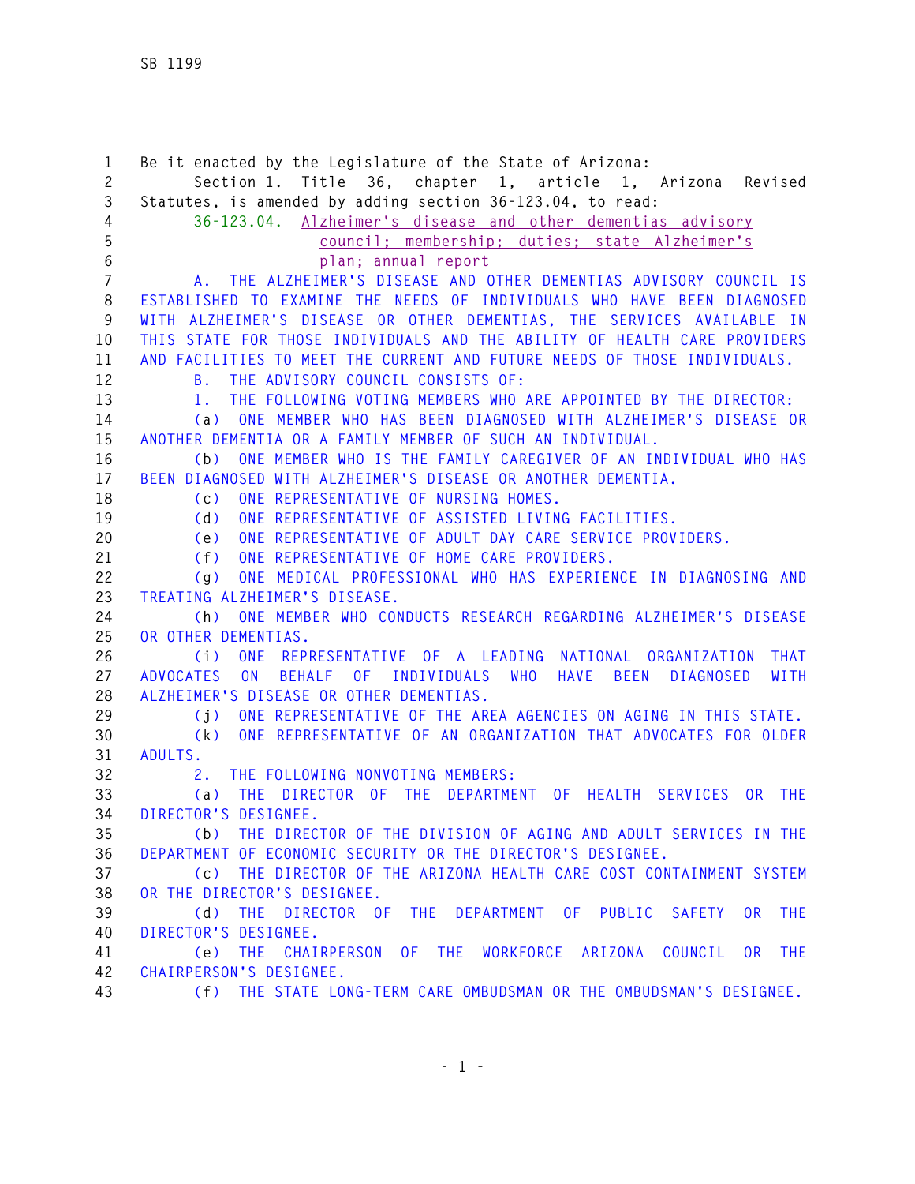Be it enacted by the Legislature of the State of Arizona:

Section 1. Title 36, chapter 1, article 1, Arizona Revised Statutes, is amended by adding section 36-123.04, to read:

36-123.04. Alzheimer's disease and other dementias advisory council; membership; duties; state Alzheimer's plan; annual report

A. THE ALZHEIMER'S DISEASE AND OTHER DEMENTIAS ADVISORY COUNCIL IS ESTABLISHED TO EXAMINE THE NEEDS OF INDIVIDUALS WHO HAVE BEEN DIAGNOSED WITH ALZHEIMER'S DISEASE OR OTHER DEMENTIAS, THE SERVICES AVAILABLE IN THIS STATE FOR THOSE INDIVIDUALS AND THE ABILITY OF HEALTH CARE PROVIDERS AND FACILITIES TO MEET THE CURRENT AND FUTURE NEEDS OF THOSE INDIVIDUALS.

B. THE ADVISORY COUNCIL CONSISTS OF:

1. THE FOLLOWING VOTING MEMBERS WHO ARE APPOINTED BY THE DIRECTOR:

(a) ONE MEMBER WHO HAS BEEN DIAGNOSED WITH ALZHEIMER'S DISEASE OR ANOTHER DEMENTIA OR A FAMILY MEMBER OF SUCH AN INDIVIDUAL.

(b) ONE MEMBER WHO IS THE FAMILY CAREGIVER OF AN INDIVIDUAL WHO HAS BEEN DIAGNOSED WITH ALZHEIMER'S DISEASE OR ANOTHER DEMENTIA.

(c) ONE REPRESENTATIVE OF NURSING HOMES.

(d) ONE REPRESENTATIVE OF ASSISTED LIVING FACILITIES.

(e) ONE REPRESENTATIVE OF ADULT DAY CARE SERVICE PROVIDERS.

(f) ONE REPRESENTATIVE OF HOME CARE PROVIDERS.

(g) ONE MEDICAL PROFESSIONAL WHO HAS EXPERIENCE IN DIAGNOSING AND TREATING ALZHEIMER'S DISEASE.

(h) ONE MEMBER WHO CONDUCTS RESEARCH REGARDING ALZHEIMER'S DISEASE OR OTHER DEMENTIAS.

(i) ONE REPRESENTATIVE OF A LEADING NATIONAL ORGANIZATION THAT ADVOCATES ON BEHALF OF INDIVIDUALS WHO HAVE BEEN DIAGNOSED WITH ALZHEIMER'S DISEASE OR OTHER DEMENTIAS.

(j) ONE REPRESENTATIVE OF THE AREA AGENCIES ON AGING IN THIS STATE.

(k) ONE REPRESENTATIVE OF AN ORGANIZATION THAT ADVOCATES FOR OLDER ADULTS.

2. THE FOLLOWING NONVOTING MEMBERS:

(a) THE DIRECTOR OF THE DEPARTMENT OF HEALTH SERVICES OR THE DIRECTOR'S DESIGNEE.

(b) THE DIRECTOR OF THE DIVISION OF AGING AND ADULT SERVICES IN THE DEPARTMENT OF ECONOMIC SECURITY OR THE DIRECTOR'S DESIGNEE.

(c) THE DIRECTOR OF THE ARIZONA HEALTH CARE COST CONTAINMENT SYSTEM OR THE DIRECTOR'S DESIGNEE.

(d) THE DIRECTOR OF THE DEPARTMENT OF PUBLIC SAFETY OR THE DIRECTOR'S DESIGNEE.

(e) THE CHAIRPERSON OF THE WORKFORCE ARIZONA COUNCIL OR THE CHAIRPERSON'S DESIGNEE.

(f) THE STATE LONG-TERM CARE OMBUDSMAN OR THE OMBUDSMAN'S DESIGNEE.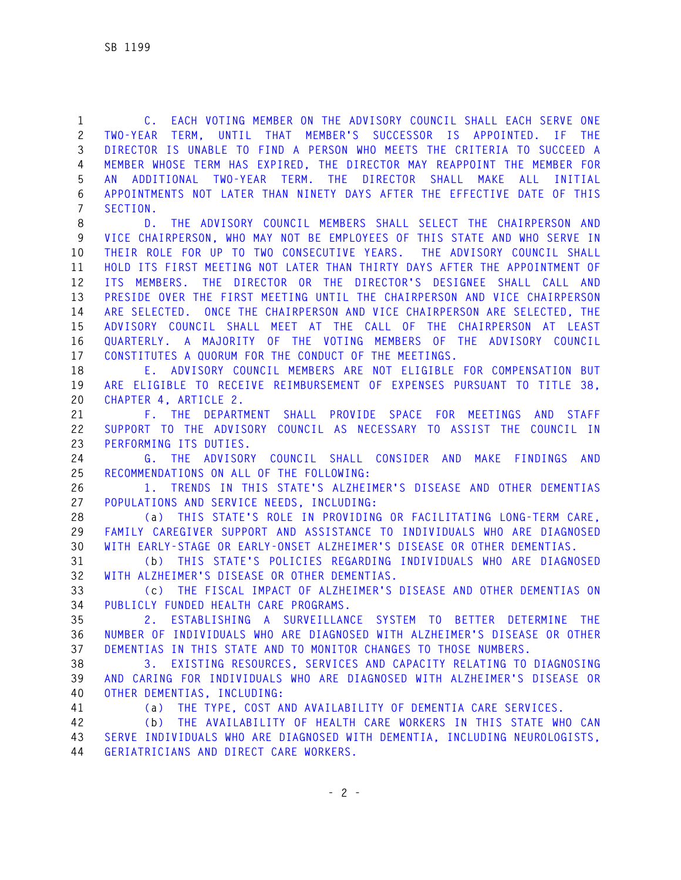C. EACH VOTING MEMBER ON THE ADVISORY COUNCIL SHALL EACH SERVE ONE TWO-YEAR TERM, UNTIL THAT MEMBER'S SUCCESSOR IS APPOINTED. IF THE DIRECTOR IS UNABLE TO FIND A PERSON WHO MEETS THE CRITERIA TO SUCCEED A MEMBER WHOSE TERM HAS EXPIRED, THE DIRECTOR MAY REAPPOINT THE MEMBER FOR AN ADDITIONAL TWO-YEAR TERM. THE DIRECTOR SHALL MAKE ALL INITIAL APPOINTMENTS NOT LATER THAN NINETY DAYS AFTER THE EFFECTIVE DATE OF THIS SECTION.

D. THE ADVISORY COUNCIL MEMBERS SHALL SELECT THE CHAIRPERSON AND VICE CHAIRPERSON, WHO MAY NOT BE EMPLOYEES OF THIS STATE AND WHO SERVE IN THEIR ROLE FOR UP TO TWO CONSECUTIVE YEARS. THE ADVISORY COUNCIL SHALL HOLD ITS FIRST MEETING NOT LATER THAN THIRTY DAYS AFTER THE APPOINTMENT OF ITS MEMBERS. THE DIRECTOR OR THE DIRECTOR'S DESIGNEE SHALL CALL AND PRESIDE OVER THE FIRST MEETING UNTIL THE CHAIRPERSON AND VICE CHAIRPERSON ARE SELECTED. ONCE THE CHAIRPERSON AND VICE CHAIRPERSON ARE SELECTED, THE ADVISORY COUNCIL SHALL MEET AT THE CALL OF THE CHAIRPERSON AT LEAST QUARTERLY. A MAJORITY OF THE VOTING MEMBERS OF THE ADVISORY COUNCIL CONSTITUTES A QUORUM FOR THE CONDUCT OF THE MEETINGS.

E. ADVISORY COUNCIL MEMBERS ARE NOT ELIGIBLE FOR COMPENSATION BUT ARE ELIGIBLE TO RECEIVE REIMBURSEMENT OF EXPENSES PURSUANT TO TITLE 38, CHAPTER 4, ARTICLE 2.

F. THE DEPARTMENT SHALL PROVIDE SPACE FOR MEETINGS AND STAFF SUPPORT TO THE ADVISORY COUNCIL AS NECESSARY TO ASSIST THE COUNCIL IN PERFORMING ITS DUTIES.

G. THE ADVISORY COUNCIL SHALL CONSIDER AND MAKE FINDINGS AND RECOMMENDATIONS ON ALL OF THE FOLLOWING:

1. TRENDS IN THIS STATE'S ALZHEIMER'S DISEASE AND OTHER DEMENTIAS POPULATIONS AND SERVICE NEEDS, INCLUDING:

(a) THIS STATE'S ROLE IN PROVIDING OR FACILITATING LONG-TERM CARE, FAMILY CAREGIVER SUPPORT AND ASSISTANCE TO INDIVIDUALS WHO ARE DIAGNOSED WITH EARLY-STAGE OR EARLY-ONSET ALZHEIMER'S DISEASE OR OTHER DEMENTIAS.

(b) THIS STATE'S POLICIES REGARDING INDIVIDUALS WHO ARE DIAGNOSED WITH ALZHEIMER'S DISEASE OR OTHER DEMENTIAS.

(c) THE FISCAL IMPACT OF ALZHEIMER'S DISEASE AND OTHER DEMENTIAS ON PUBLICLY FUNDED HEALTH CARE PROGRAMS.

2. ESTABLISHING A SURVEILLANCE SYSTEM TO BETTER DETERMINE THE NUMBER OF INDIVIDUALS WHO ARE DIAGNOSED WITH ALZHEIMER'S DISEASE OR OTHER DEMENTIAS IN THIS STATE AND TO MONITOR CHANGES TO THOSE NUMBERS.

3. EXISTING RESOURCES, SERVICES AND CAPACITY RELATING TO DIAGNOSING AND CARING FOR INDIVIDUALS WHO ARE DIAGNOSED WITH ALZHEIMER'S DISEASE OR OTHER DEMENTIAS, INCLUDING:

(a) THE TYPE, COST AND AVAILABILITY OF DEMENTIA CARE SERVICES.

(b) THE AVAILABILITY OF HEALTH CARE WORKERS IN THIS STATE WHO CAN SERVE INDIVIDUALS WHO ARE DIAGNOSED WITH DEMENTIA, INCLUDING NEUROLOGISTS, GERIATRICIANS AND DIRECT CARE WORKERS.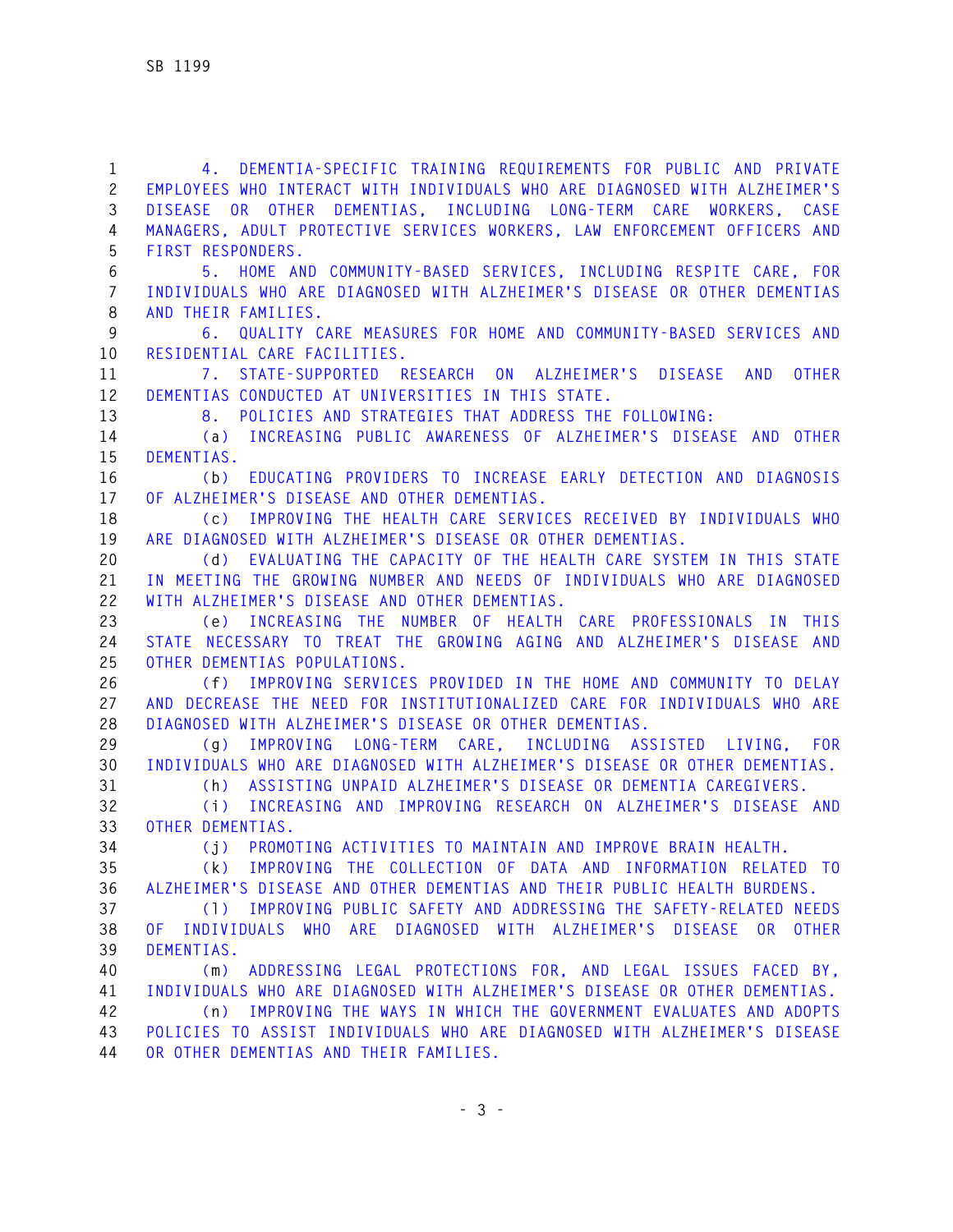4. DEMENTIA-SPECIFIC TRAINING REQUIREMENTS FOR PUBLIC AND PRIVATE EMPLOYEES WHO INTERACT WITH INDIVIDUALS WHO ARE DIAGNOSED WITH ALZHEIMER'S DISEASE OR OTHER DEMENTIAS, INCLUDING LONG-TERM CARE WORKERS, CASE MANAGERS, ADULT PROTECTIVE SERVICES WORKERS, LAW ENFORCEMENT OFFICERS AND FIRST RESPONDERS.

5. HOME AND COMMUNITY-BASED SERVICES, INCLUDING RESPITE CARE, FOR INDIVIDUALS WHO ARE DIAGNOSED WITH ALZHEIMER'S DISEASE OR OTHER DEMENTIAS AND THEIR FAMILIES.

6. QUALITY CARE MEASURES FOR HOME AND COMMUNITY-BASED SERVICES AND RESIDENTIAL CARE FACILITIES.

7. STATE-SUPPORTED RESEARCH ON ALZHEIMER'S DISEASE AND OTHER DEMENTIAS CONDUCTED AT UNIVERSITIES IN THIS STATE.

8. POLICIES AND STRATEGIES THAT ADDRESS THE FOLLOWING:

(a) INCREASING PUBLIC AWARENESS OF ALZHEIMER'S DISEASE AND OTHER DEMENTIAS.

(b) EDUCATING PROVIDERS TO INCREASE EARLY DETECTION AND DIAGNOSIS OF ALZHEIMER'S DISEASE AND OTHER DEMENTIAS.

(c) IMPROVING THE HEALTH CARE SERVICES RECEIVED BY INDIVIDUALS WHO ARE DIAGNOSED WITH ALZHEIMER'S DISEASE OR OTHER DEMENTIAS.

(d) EVALUATING THE CAPACITY OF THE HEALTH CARE SYSTEM IN THIS STATE IN MEETING THE GROWING NUMBER AND NEEDS OF INDIVIDUALS WHO ARE DIAGNOSED WITH ALZHEIMER'S DISEASE AND OTHER DEMENTIAS.

(e) INCREASING THE NUMBER OF HEALTH CARE PROFESSIONALS IN THIS STATE NECESSARY TO TREAT THE GROWING AGING AND ALZHEIMER'S DISEASE AND OTHER DEMENTIAS POPULATIONS.

(f) IMPROVING SERVICES PROVIDED IN THE HOME AND COMMUNITY TO DELAY AND DECREASE THE NEED FOR INSTITUTIONALIZED CARE FOR INDIVIDUALS WHO ARE DIAGNOSED WITH ALZHEIMER'S DISEASE OR OTHER DEMENTIAS.

(g) IMPROVING LONG-TERM CARE, INCLUDING ASSISTED LIVING, FOR INDIVIDUALS WHO ARE DIAGNOSED WITH ALZHEIMER'S DISEASE OR OTHER DEMENTIAS.

(h) ASSISTING UNPAID ALZHEIMER'S DISEASE OR DEMENTIA CAREGIVERS.

(i) INCREASING AND IMPROVING RESEARCH ON ALZHEIMER'S DISEASE AND OTHER DEMENTIAS.

(j) PROMOTING ACTIVITIES TO MAINTAIN AND IMPROVE BRAIN HEALTH.

(k) IMPROVING THE COLLECTION OF DATA AND INFORMATION RELATED TO ALZHEIMER'S DISEASE AND OTHER DEMENTIAS AND THEIR PUBLIC HEALTH BURDENS.

(l) IMPROVING PUBLIC SAFETY AND ADDRESSING THE SAFETY-RELATED NEEDS OF INDIVIDUALS WHO ARE DIAGNOSED WITH ALZHEIMER'S DISEASE OR OTHER DEMENTIAS.

(m) ADDRESSING LEGAL PROTECTIONS FOR, AND LEGAL ISSUES FACED BY, INDIVIDUALS WHO ARE DIAGNOSED WITH ALZHEIMER'S DISEASE OR OTHER DEMENTIAS.

(n) IMPROVING THE WAYS IN WHICH THE GOVERNMENT EVALUATES AND ADOPTS POLICIES TO ASSIST INDIVIDUALS WHO ARE DIAGNOSED WITH ALZHEIMER'S DISEASE OR OTHER DEMENTIAS AND THEIR FAMILIES.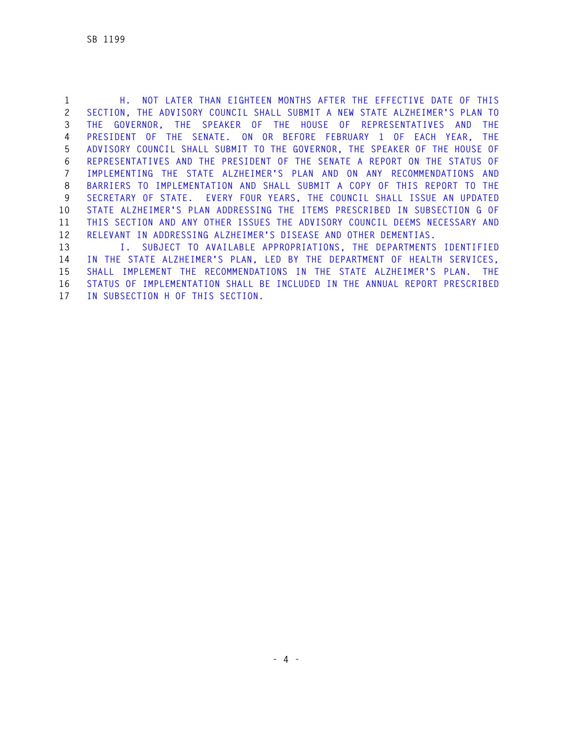H. NOT LATER THAN EIGHTEEN MONTHS AFTER THE EFFECTIVE DATE OF THIS SECTION, THE ADVISORY COUNCIL SHALL SUBMIT A NEW STATE ALZHEIMER'S PLAN TO THE GOVERNOR, THE SPEAKER OF THE HOUSE OF REPRESENTATIVES AND THE PRESIDENT OF THE SENATE. ON OR BEFORE FEBRUARY 1 OF EACH YEAR, THE ADVISORY COUNCIL SHALL SUBMIT TO THE GOVERNOR, THE SPEAKER OF THE HOUSE OF REPRESENTATIVES AND THE PRESIDENT OF THE SENATE A REPORT ON THE STATUS OF IMPLEMENTING THE STATE ALZHEIMER'S PLAN AND ON ANY RECOMMENDATIONS AND BARRIERS TO IMPLEMENTATION AND SHALL SUBMIT A COPY OF THIS REPORT TO THE SECRETARY OF STATE. EVERY FOUR YEARS, THE COUNCIL SHALL ISSUE AN UPDATED STATE ALZHEIMER'S PLAN ADDRESSING THE ITEMS PRESCRIBED IN SUBSECTION G OF THIS SECTION AND ANY OTHER ISSUES THE ADVISORY COUNCIL DEEMS NECESSARY AND RELEVANT IN ADDRESSING ALZHEIMER'S DISEASE AND OTHER DEMENTIAS.

I. SUBJECT TO AVAILABLE APPROPRIATIONS, THE DEPARTMENTS IDENTIFIED IN THE STATE ALZHEIMER'S PLAN, LED BY THE DEPARTMENT OF HEALTH SERVICES, SHALL IMPLEMENT THE RECOMMENDATIONS IN THE STATE ALZHEIMER'S PLAN. THE STATUS OF IMPLEMENTATION SHALL BE INCLUDED IN THE ANNUAL REPORT PRESCRIBED IN SUBSECTION H OF THIS SECTION.